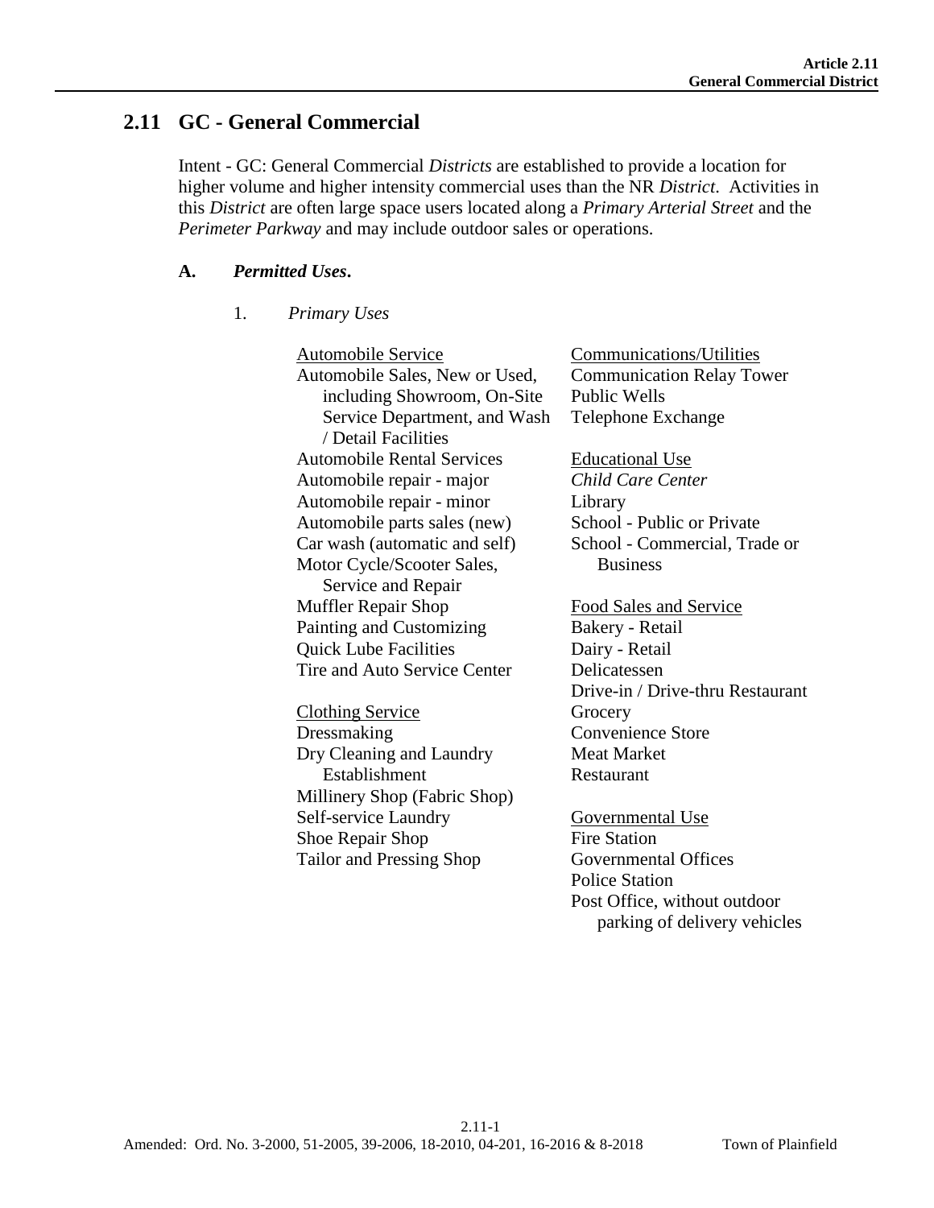## 2.11 GC - General Commercial

Intent - GC: General Commercial *Districts* are established to provide a location for higher volume and higher intensity commercial uses than the NR *District*. Activities in this *District* are often large space users located along a *Primary Arterial Street* and the *Perimeter Parkway* and may include outdoor sales or operations.

### A. *Permitted Uses*.

1. *Primary Uses*

<u>Automobile Service</u>
Automobile Sales, New or Used, including Showroom, On-Site Service Department, and Wash / Detail Facilities
Automobile Rental Services
Automobile repair - major
Automobile repair - minor
Automobile parts sales (new)
Car wash (automatic and self)
Motor Cycle/Scooter Sales, Service and Repair
Muffler Repair Shop
Painting and Customizing
Quick Lube Facilities
Tire and Auto Service Center

<u>Clothing Service</u>
Dressmaking
Dry Cleaning and Laundry Establishment
Millinery Shop (Fabric Shop)
Self-service Laundry
Shoe Repair Shop
Tailor and Pressing Shop

<u>Communications/Utilities</u>
Communication Relay Tower
Public Wells
Telephone Exchange

<u>Educational Use</u>
*Child Care Center*
Library
School - Public or Private
School - Commercial, Trade or Business

<u>Food Sales and Service</u>
Bakery - Retail
Dairy - Retail
Delicatessen
Drive-in / Drive-thru Restaurant
Grocery
Convenience Store
Meat Market
Restaurant

<u>Governmental Use</u>
Fire Station
Governmental Offices
Police Station
Post Office, without outdoor parking of delivery vehicles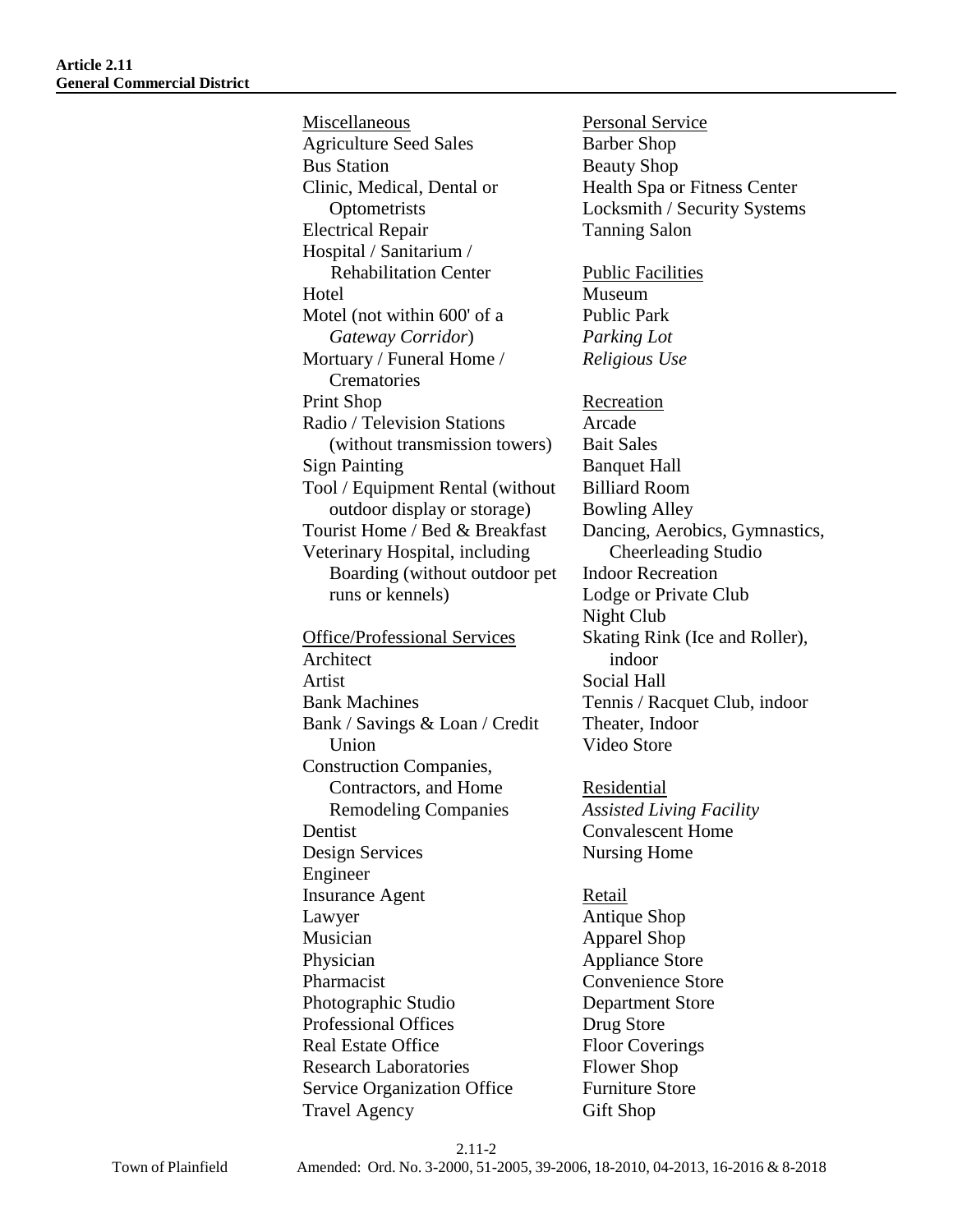Miscellaneous

- Agriculture Seed Sales
- Bus Station
- Clinic, Medical, Dental or Optometrists
- Electrical Repair
- Hospital / Sanitarium / Rehabilitation Center
- Hotel
- Motel (not within 600' of a *Gateway Corridor*)
- Mortuary / Funeral Home / Crematories
- Print Shop
- Radio / Television Stations (without transmission towers)
- Sign Painting
- Tool / Equipment Rental (without outdoor display or storage)
- Tourist Home / Bed & Breakfast
- Veterinary Hospital, including Boarding (without outdoor pet runs or kennels)

Office/Professional Services

- Architect
- Artist
- Bank Machines
- Bank / Savings & Loan / Credit Union
- Construction Companies, Contractors, and Home Remodeling Companies
- Dentist
- Design Services
- Engineer
- Insurance Agent
- Lawyer
- Musician
- Physician
- Pharmacist
- Photographic Studio
- Professional Offices
- Real Estate Office
- Research Laboratories
- Service Organization Office
- Travel Agency

Personal Service

- Barber Shop
- Beauty Shop
- Health Spa or Fitness Center
- Locksmith / Security Systems
- Tanning Salon

Public Facilities

- Museum
- Public Park
- *Parking Lot*
- *Religious Use*

Recreation

- Arcade
- Bait Sales
- Banquet Hall
- Billiard Room
- Bowling Alley
- Dancing, Aerobics, Gymnastics, Cheerleading Studio
- Indoor Recreation
- Lodge or Private Club
- Night Club
- Skating Rink (Ice and Roller), indoor
- Social Hall
- Tennis / Racquet Club, indoor
- Theater, Indoor
- Video Store

Residential

- *Assisted Living Facility*
- Convalescent Home
- Nursing Home

Retail

- Antique Shop
- Apparel Shop
- Appliance Store
- Convenience Store
- Department Store
- Drug Store
- Floor Coverings
- Flower Shop
- Furniture Store
- Gift Shop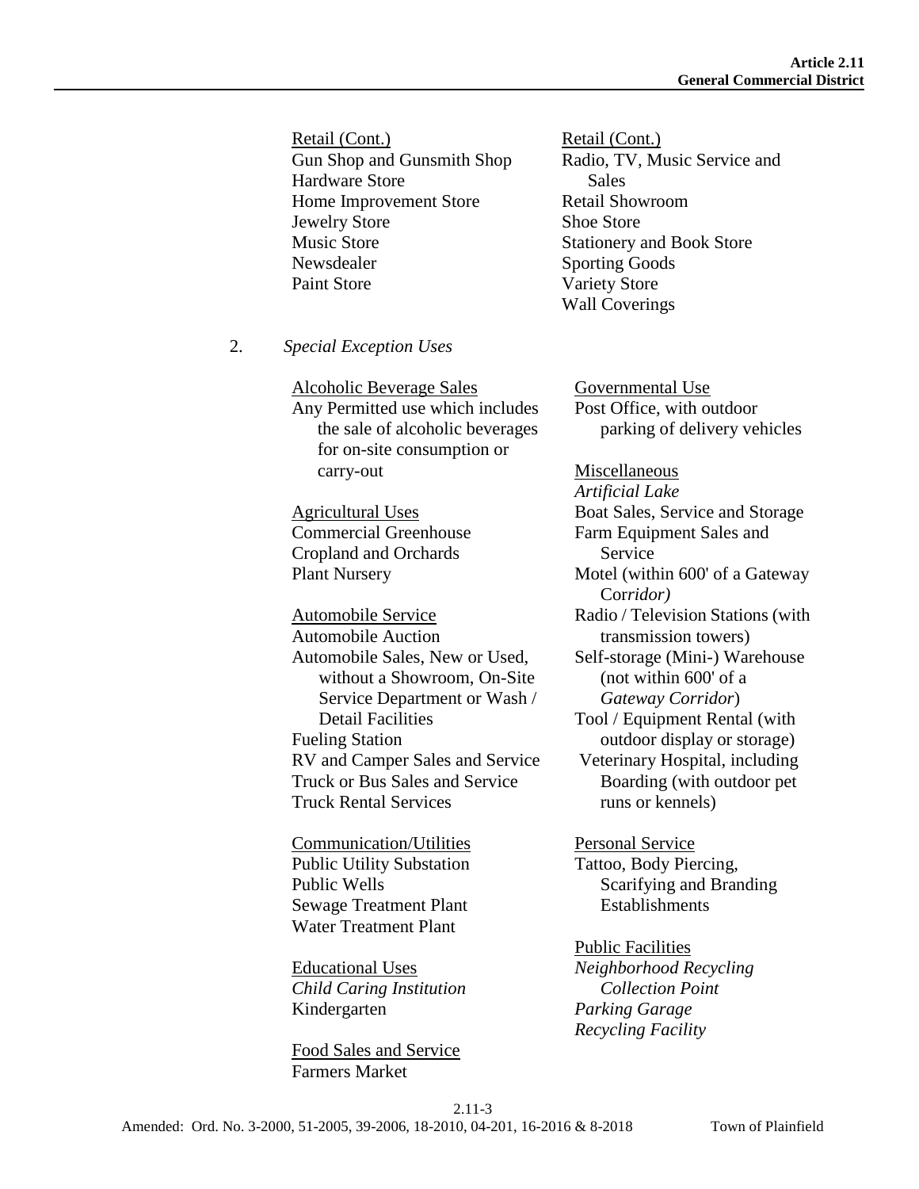Retail (Cont.)
Gun Shop and Gunsmith Shop
Hardware Store
Home Improvement Store
Jewelry Store
Music Store
Newsdealer
Paint Store

Retail (Cont.)
Radio, TV, Music Service and Sales
Retail Showroom
Shoe Store
Stationery and Book Store
Sporting Goods
Variety Store
Wall Coverings

2. *Special Exception Uses*

Alcoholic Beverage Sales
Any Permitted use which includes the sale of alcoholic beverages for on-site consumption or carry-out

Agricultural Uses
Commercial Greenhouse
Cropland and Orchards
Plant Nursery

Automobile Service
Automobile Auction
Automobile Sales, New or Used, without a Showroom, On-Site Service Department or Wash / Detail Facilities
Fueling Station
RV and Camper Sales and Service
Truck or Bus Sales and Service
Truck Rental Services

Communication/Utilities
Public Utility Substation
Public Wells
Sewage Treatment Plant
Water Treatment Plant

Educational Uses
*Child Caring Institution*
Kindergarten

Food Sales and Service
Farmers Market

Governmental Use
Post Office, with outdoor parking of delivery vehicles

Miscellaneous
*Artificial Lake*
Boat Sales, Service and Storage
Farm Equipment Sales and Service
Motel (within 600' of a Gateway Cor*ridor)*
Radio / Television Stations (with transmission towers)
Self-storage (Mini-) Warehouse (not within 600' of a *Gateway Corridor*)
Tool / Equipment Rental (with outdoor display or storage)
Veterinary Hospital, including Boarding (with outdoor pet runs or kennels)

Personal Service
Tattoo, Body Piercing, Scarifying and Branding Establishments

Public Facilities
*Neighborhood Recycling Collection Point*
*Parking Garage*
*Recycling Facility*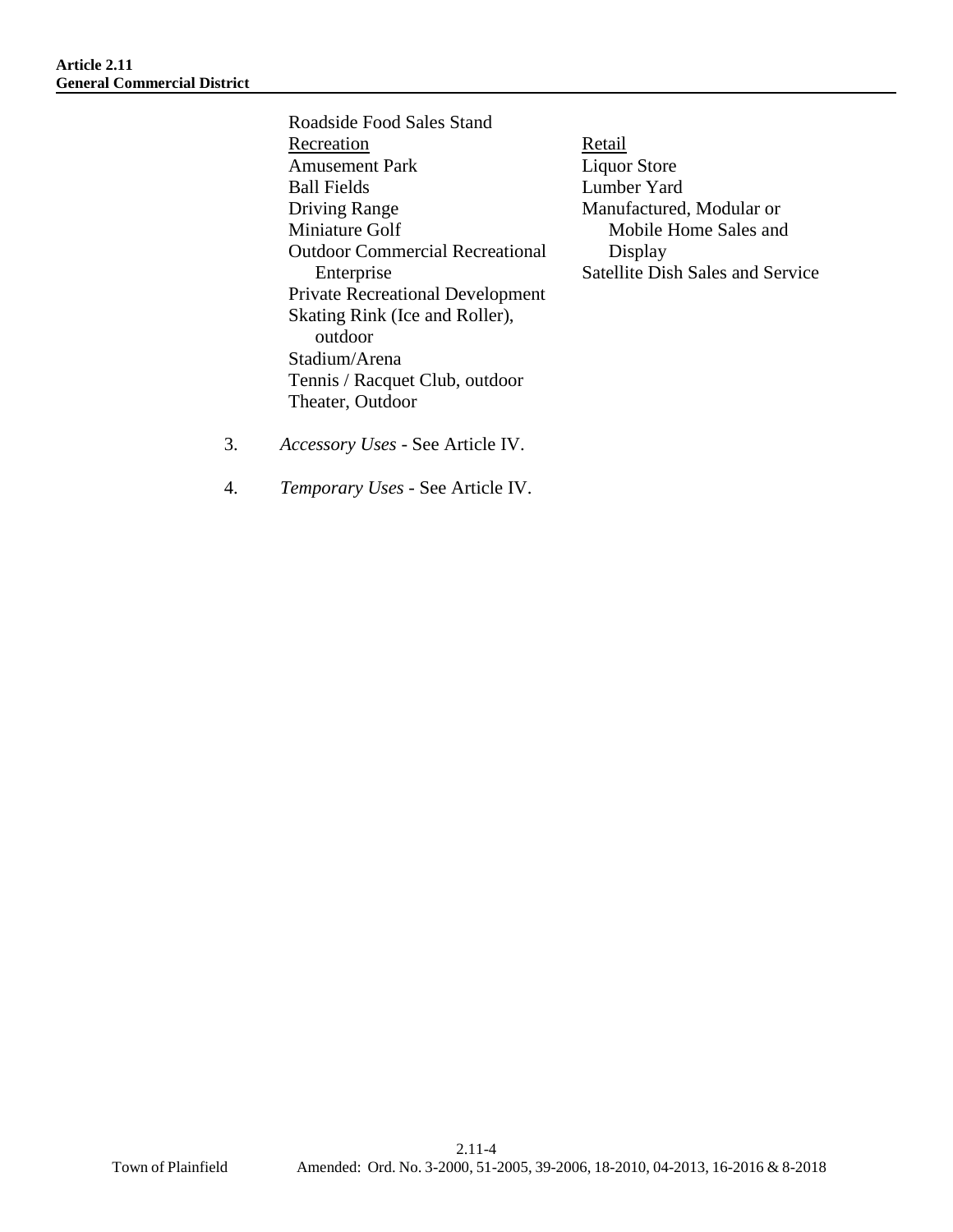Roadside Food Sales Stand

Recreation

Amusement Park
Ball Fields
Driving Range
Miniature Golf
Outdoor Commercial Recreational Enterprise
Private Recreational Development
Skating Rink (Ice and Roller), outdoor
Stadium/Arena
Tennis / Racquet Club, outdoor
Theater, Outdoor

Retail

Liquor Store
Lumber Yard
Manufactured, Modular or Mobile Home Sales and Display
Satellite Dish Sales and Service

3. *Accessory Uses* - See Article IV.

4. *Temporary Uses* - See Article IV.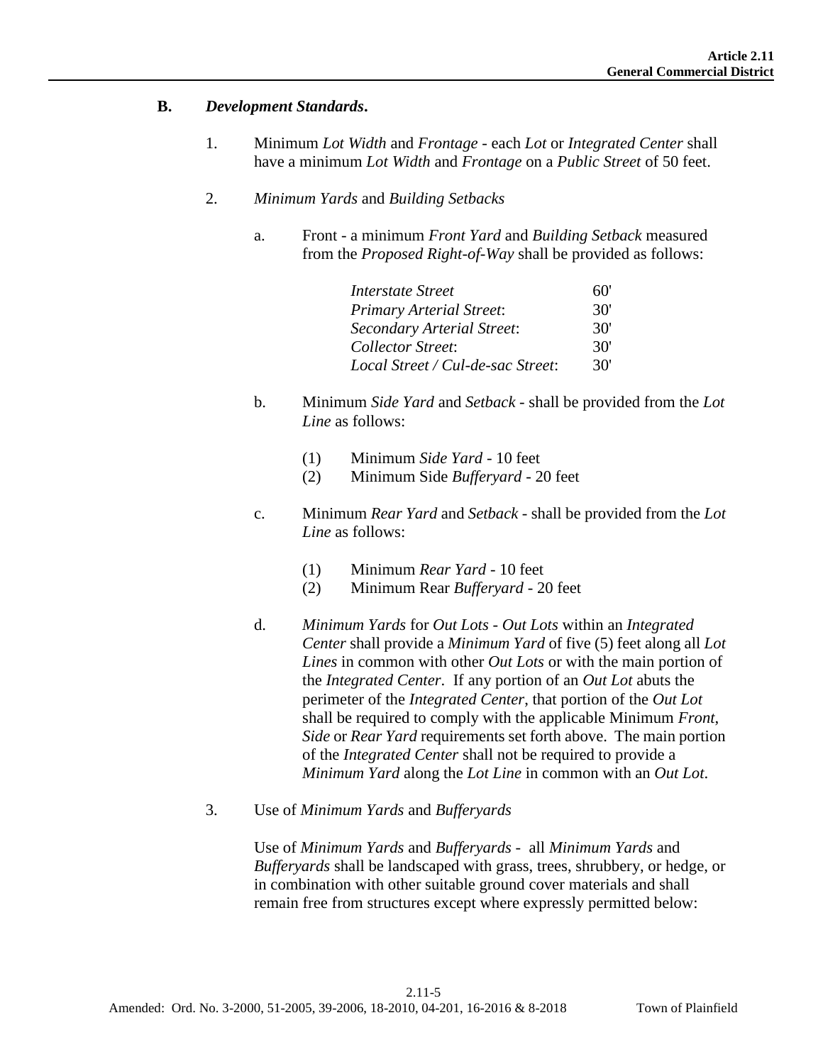**B.** ***Development Standards*****.**

1. Minimum *Lot Width* and *Frontage* - each *Lot* or *Integrated Center* shall have a minimum *Lot Width* and *Frontage* on a *Public Street* of 50 feet.

2. *Minimum Yards* and *Building Setbacks*

   a. Front - a minimum *Front Yard* and *Building Setback* measured from the *Proposed Right-of-Way* shall be provided as follows:

   | | |
   |---|---|
   | *Interstate Street* | 60' |
   | *Primary Arterial Street*: | 30' |
   | *Secondary Arterial Street*: | 30' |
   | *Collector Street*: | 30' |
   | *Local Street / Cul-de-sac Street*: | 30' |

   b. Minimum *Side Yard* and *Setback* - shall be provided from the *Lot Line* as follows:

      (1) Minimum *Side Yard* - 10 feet
      (2) Minimum Side *Bufferyard* - 20 feet

   c. Minimum *Rear Yard* and *Setback* - shall be provided from the *Lot Line* as follows:

      (1) Minimum *Rear Yard* - 10 feet
      (2) Minimum Rear *Bufferyard* - 20 feet

   d. *Minimum Yards* for *Out Lots* - *Out Lots* within an *Integrated Center* shall provide a *Minimum Yard* of five (5) feet along all *Lot Lines* in common with other *Out Lots* or with the main portion of the *Integrated Center*. If any portion of an *Out Lot* abuts the perimeter of the *Integrated Center*, that portion of the *Out Lot* shall be required to comply with the applicable Minimum *Front*, *Side* or *Rear Yard* requirements set forth above. The main portion of the *Integrated Center* shall not be required to provide a *Minimum Yard* along the *Lot Line* in common with an *Out Lot*.

3. Use of *Minimum Yards* and *Bufferyards*

   Use of *Minimum Yards* and *Bufferyards* - all *Minimum Yards* and *Bufferyards* shall be landscaped with grass, trees, shrubbery, or hedge, or in combination with other suitable ground cover materials and shall remain free from structures except where expressly permitted below: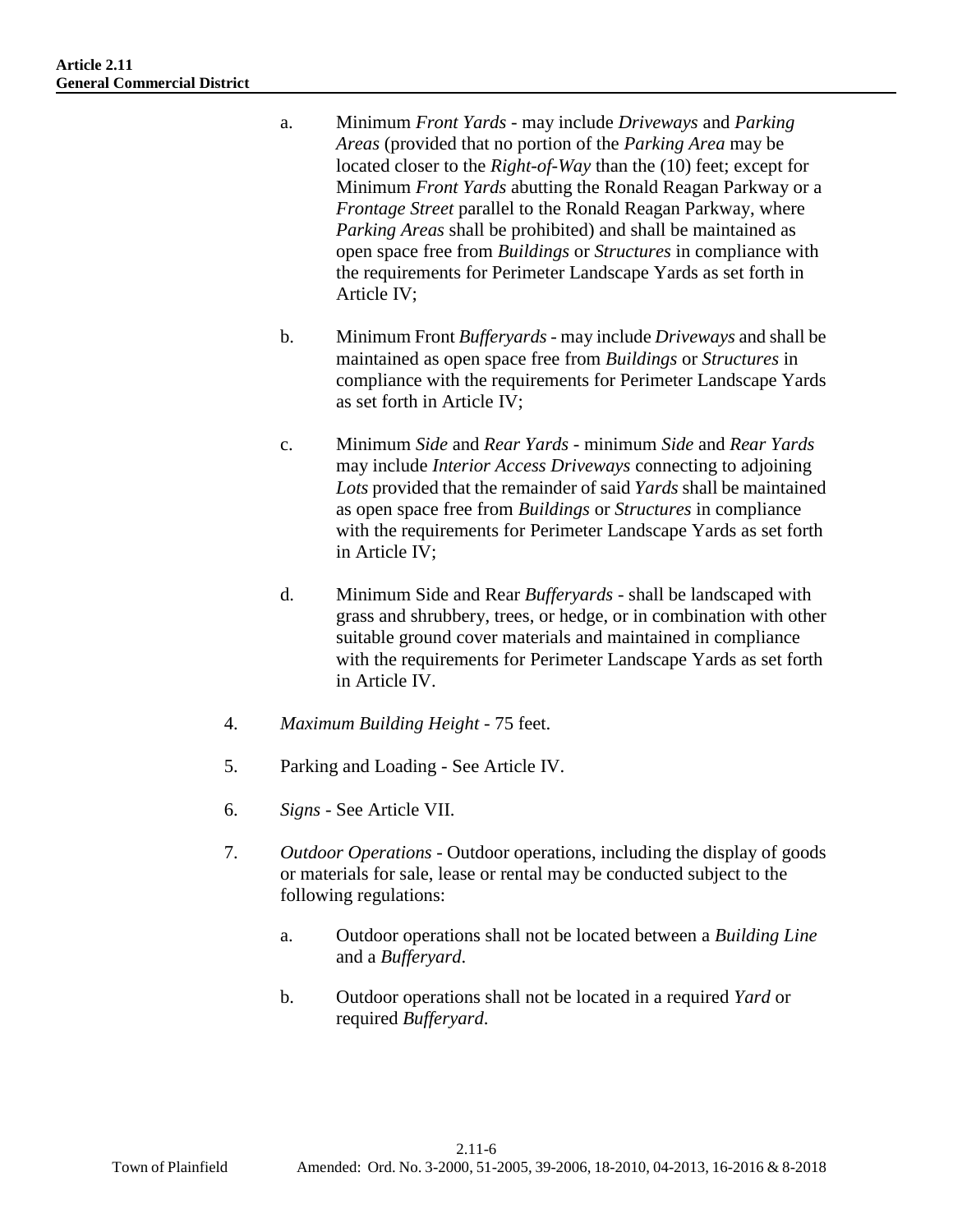a. Minimum *Front Yards* - may include *Driveways* and *Parking Areas* (provided that no portion of the *Parking Area* may be located closer to the *Right-of-Way* than the (10) feet; except for Minimum *Front Yards* abutting the Ronald Reagan Parkway or a *Frontage Street* parallel to the Ronald Reagan Parkway, where *Parking Areas* shall be prohibited) and shall be maintained as open space free from *Buildings* or *Structures* in compliance with the requirements for Perimeter Landscape Yards as set forth in Article IV;

b. Minimum Front *Bufferyards* - may include *Driveways* and shall be maintained as open space free from *Buildings* or *Structures* in compliance with the requirements for Perimeter Landscape Yards as set forth in Article IV;

c. Minimum *Side* and *Rear Yards* - minimum *Side* and *Rear Yards* may include *Interior Access Driveways* connecting to adjoining *Lots* provided that the remainder of said *Yards* shall be maintained as open space free from *Buildings* or *Structures* in compliance with the requirements for Perimeter Landscape Yards as set forth in Article IV;

d. Minimum Side and Rear *Bufferyards* - shall be landscaped with grass and shrubbery, trees, or hedge, or in combination with other suitable ground cover materials and maintained in compliance with the requirements for Perimeter Landscape Yards as set forth in Article IV.

4. *Maximum Building Height* - 75 feet.

5. Parking and Loading - See Article IV.

6. *Signs* - See Article VII.

7. *Outdoor Operations* - Outdoor operations, including the display of goods or materials for sale, lease or rental may be conducted subject to the following regulations:

   a. Outdoor operations shall not be located between a *Building Line* and a *Bufferyard*.

   b. Outdoor operations shall not be located in a required *Yard* or required *Bufferyard*.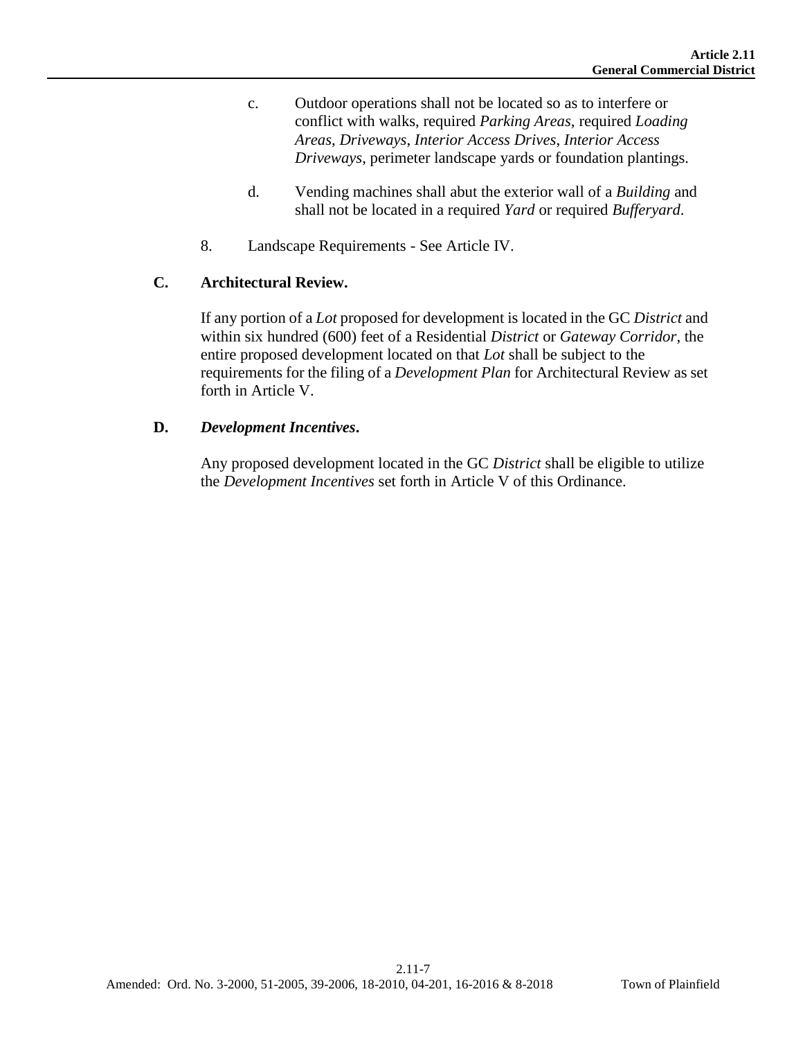c. Outdoor operations shall not be located so as to interfere or conflict with walks, required *Parking Areas*, required *Loading Areas*, *Driveways*, *Interior Access Drives*, *Interior Access Driveways*, perimeter landscape yards or foundation plantings.

d. Vending machines shall abut the exterior wall of a *Building* and shall not be located in a required *Yard* or required *Bufferyard*.

8. Landscape Requirements - See Article IV.

**C. Architectural Review.**

If any portion of a *Lot* proposed for development is located in the GC *District* and within six hundred (600) feet of a Residential *District* or *Gateway Corridor*, the entire proposed development located on that *Lot* shall be subject to the requirements for the filing of a *Development Plan* for Architectural Review as set forth in Article V.

**D. *Development Incentives*.**

Any proposed development located in the GC *District* shall be eligible to utilize the *Development Incentives* set forth in Article V of this Ordinance.

Amended: Ord. No. 3-2000, 51-2005, 39-2006, 18-2010, 04-201, 16-2016 & 8-2018